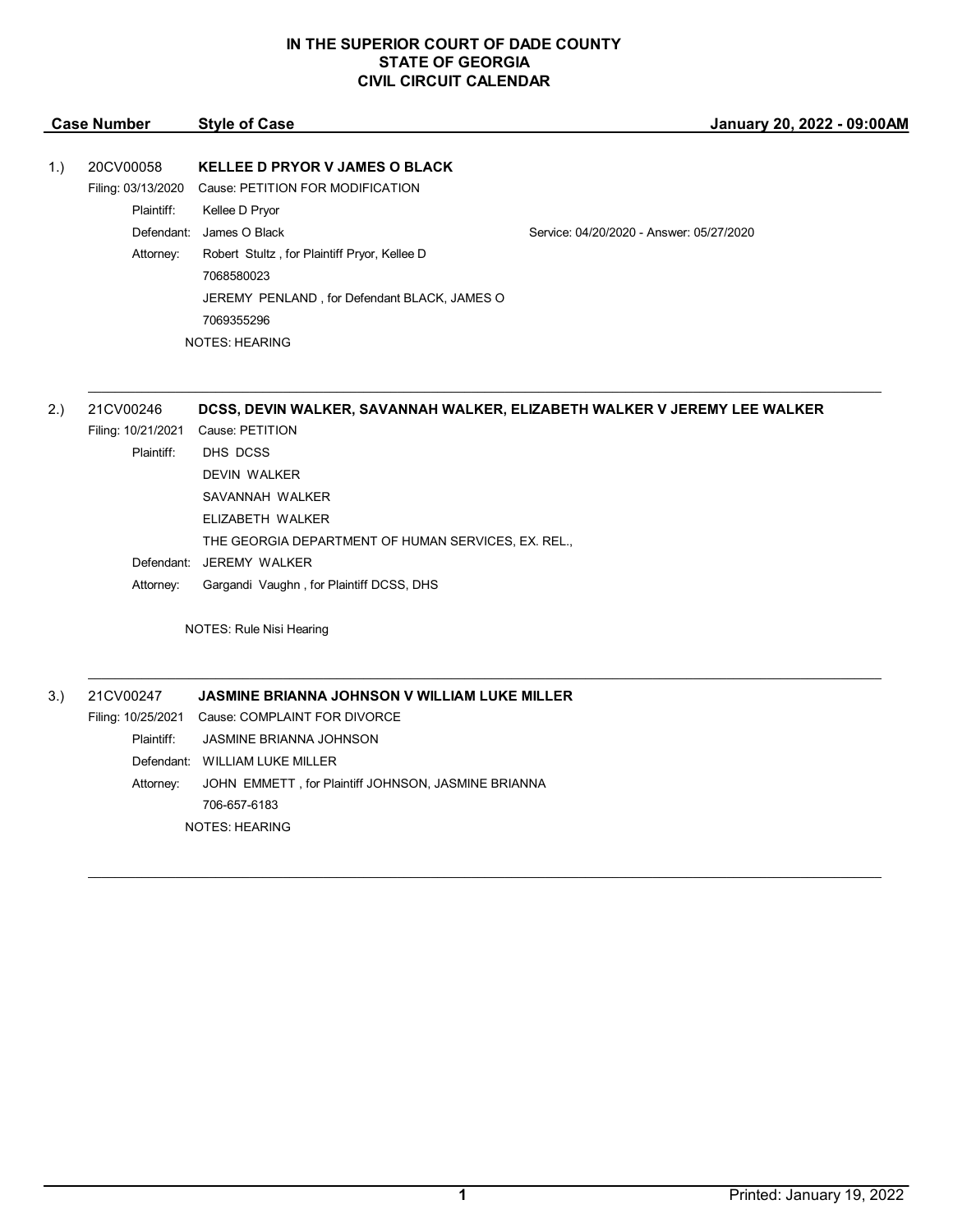# IN THE SUPERIOR COURT OF DADE COUNTY
# STATE OF GEORGIA
# CIVIL CIRCUIT CALENDAR

| Case Number | Style of Case | January 20, 2022 - 09:00AM |
|---|---|---|

**1.)** 20CV00058 — **KELLEE D PRYOR V JAMES O BLACK**

Filing: 03/13/2020 — Cause: PETITION FOR MODIFICATION

Plaintiff: Kellee D Pryor

Defendant: James O Black — Service: 04/20/2020 - Answer: 05/27/2020

Attorney: Robert Stultz , for Plaintiff Pryor, Kellee D
7068580023
JEREMY PENLAND , for Defendant BLACK, JAMES O
7069355296

NOTES: HEARING

---

**2.)** 21CV00246 — **DCSS, DEVIN WALKER, SAVANNAH WALKER, ELIZABETH WALKER V JEREMY LEE WALKER**

Filing: 10/21/2021 — Cause: PETITION

Plaintiff: DHS DCSS
DEVIN WALKER
SAVANNAH WALKER
ELIZABETH WALKER
THE GEORGIA DEPARTMENT OF HUMAN SERVICES, EX. REL.,

Defendant: JEREMY WALKER

Attorney: Gargandi Vaughn , for Plaintiff DCSS, DHS

NOTES: Rule Nisi Hearing

---

**3.)** 21CV00247 — **JASMINE BRIANNA JOHNSON V WILLIAM LUKE MILLER**

Filing: 10/25/2021 — Cause: COMPLAINT FOR DIVORCE

Plaintiff: JASMINE BRIANNA JOHNSON

Defendant: WILLIAM LUKE MILLER

Attorney: JOHN EMMETT , for Plaintiff JOHNSON, JASMINE BRIANNA
706-657-6183

NOTES: HEARING

---

Printed: January 19, 2022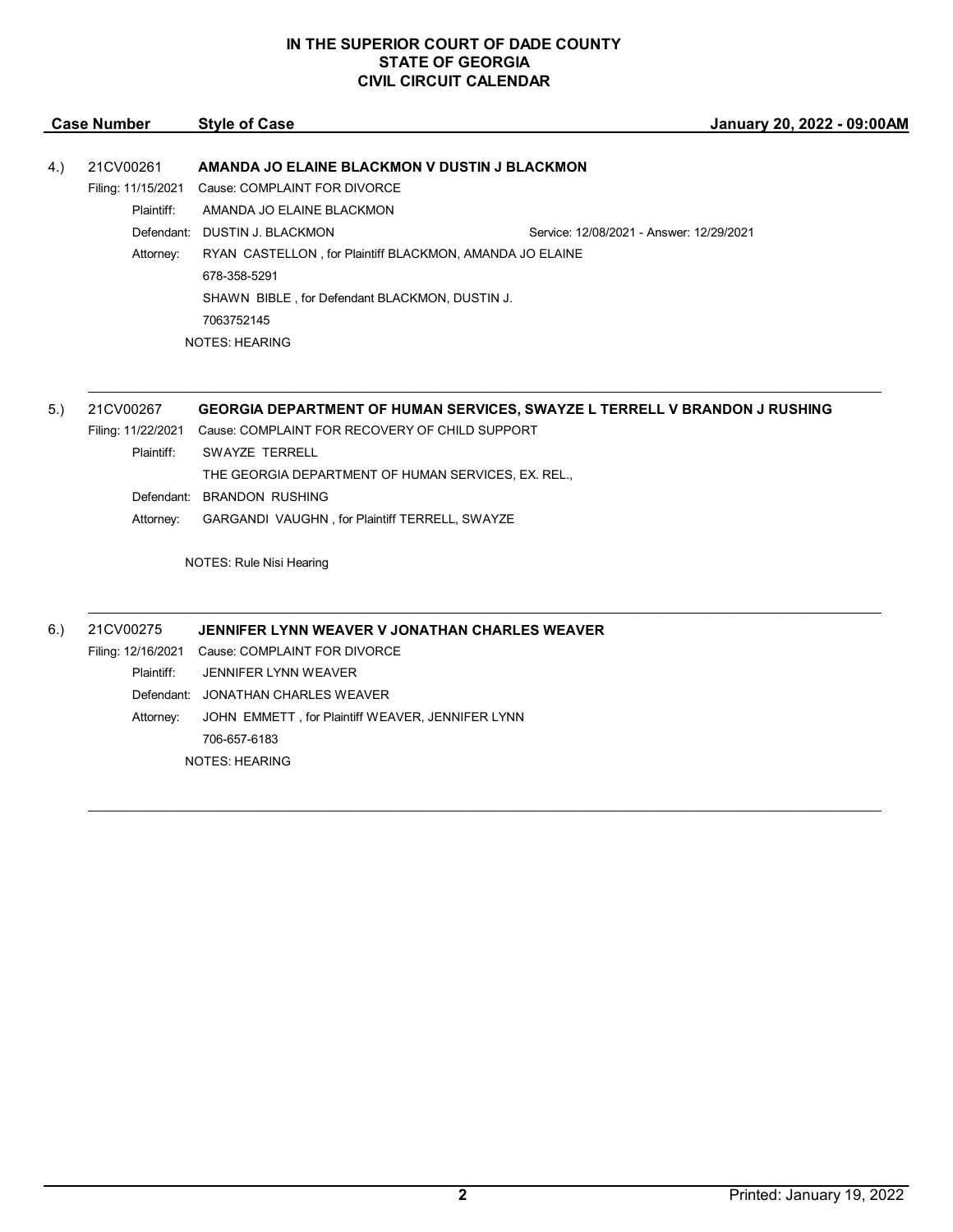**IN THE SUPERIOR COURT OF DADE COUNTY**
**STATE OF GEORGIA**
**CIVIL CIRCUIT CALENDAR**

**Case Number** | **Style of Case** | **January 20, 2022 - 09:00AM**

4.) 21CV00261 **AMANDA JO ELAINE BLACKMON V DUSTIN J BLACKMON**

Filing: 11/15/2021 Cause: COMPLAINT FOR DIVORCE

Plaintiff: AMANDA JO ELAINE BLACKMON

Defendant: DUSTIN J. BLACKMON — Service: 12/08/2021 - Answer: 12/29/2021

Attorney: RYAN CASTELLON , for Plaintiff BLACKMON, AMANDA JO ELAINE
678-358-5291
SHAWN BIBLE , for Defendant BLACKMON, DUSTIN J.
7063752145

NOTES: HEARING

---

5.) 21CV00267 **GEORGIA DEPARTMENT OF HUMAN SERVICES, SWAYZE L TERRELL V BRANDON J RUSHING**

Filing: 11/22/2021 Cause: COMPLAINT FOR RECOVERY OF CHILD SUPPORT

Plaintiff: SWAYZE TERRELL
THE GEORGIA DEPARTMENT OF HUMAN SERVICES, EX. REL.,

Defendant: BRANDON RUSHING

Attorney: GARGANDI VAUGHN , for Plaintiff TERRELL, SWAYZE

NOTES: Rule Nisi Hearing

---

6.) 21CV00275 **JENNIFER LYNN WEAVER V JONATHAN CHARLES WEAVER**

Filing: 12/16/2021 Cause: COMPLAINT FOR DIVORCE

Plaintiff: JENNIFER LYNN WEAVER

Defendant: JONATHAN CHARLES WEAVER

Attorney: JOHN EMMETT , for Plaintiff WEAVER, JENNIFER LYNN
706-657-6183

NOTES: HEARING

---

Printed: January 19, 2022